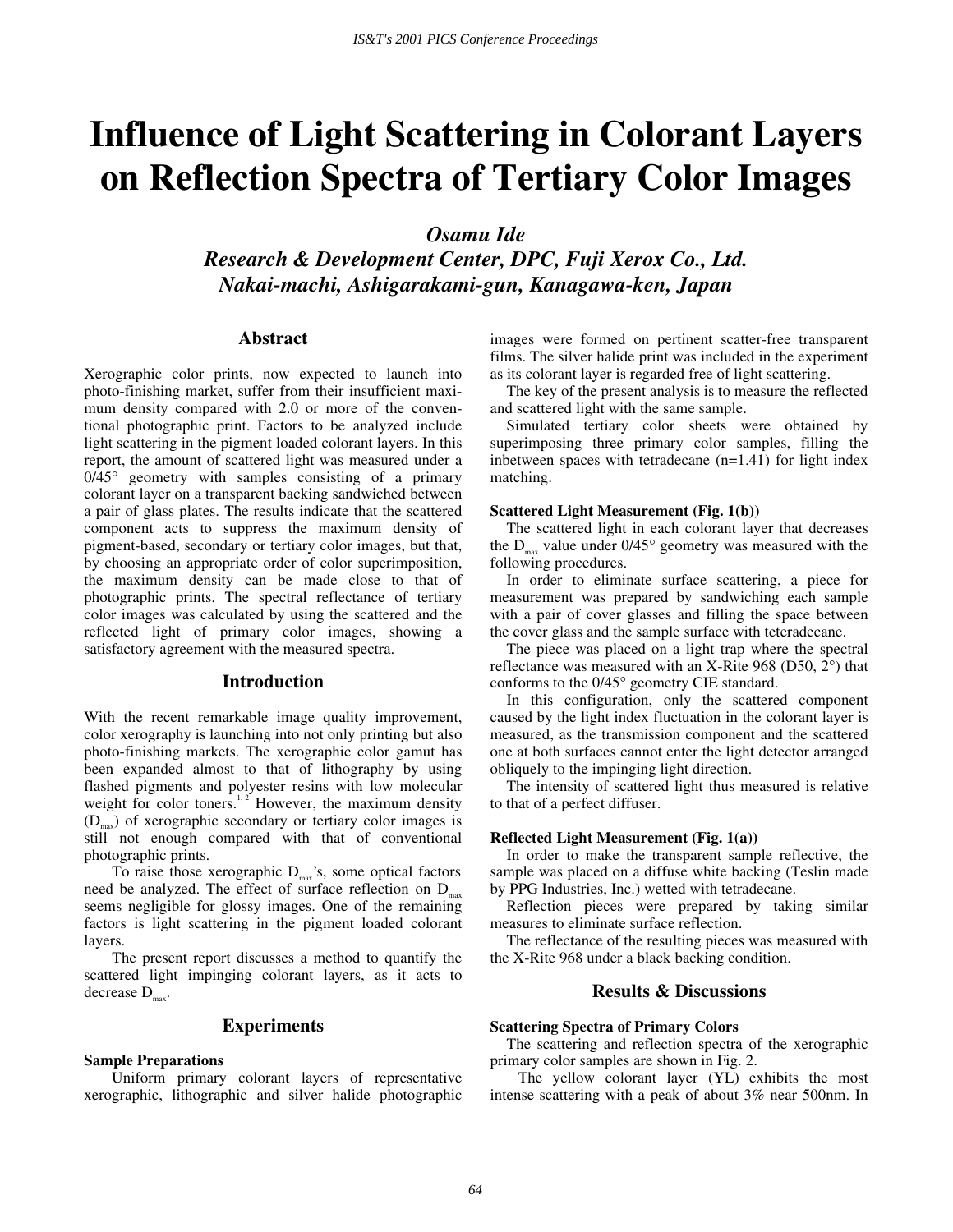# Influence of Light Scattering in Colorant Layers on Reflection Spectra of Tertiary Color Images

***Osamu Ide***
***Research & Development Center, DPC, Fuji Xerox Co., Ltd.***
***Nakai-machi, Ashigarakami-gun, Kanagawa-ken, Japan***

## Abstract

Xerographic color prints, now expected to launch into photo-finishing market, suffer from their insufficient maximum density compared with 2.0 or more of the conventional photographic print. Factors to be analyzed include light scattering in the pigment loaded colorant layers. In this report, the amount of scattered light was measured under a 0/45° geometry with samples consisting of a primary colorant layer on a transparent backing sandwiched between a pair of glass plates. The results indicate that the scattered component acts to suppress the maximum density of pigment-based, secondary or tertiary color images, but that, by choosing an appropriate order of color superimposition, the maximum density can be made close to that of photographic prints. The spectral reflectance of tertiary color images was calculated by using the scattered and the reflected light of primary color images, showing a satisfactory agreement with the measured spectra.

## Introduction

With the recent remarkable image quality improvement, color xerography is launching into not only printing but also photo-finishing markets. The xerographic color gamut has been expanded almost to that of lithography by using flashed pigments and polyester resins with low molecular weight for color toners.[1, 2] However, the maximum density ($D_{max}$) of xerographic secondary or tertiary color images is still not enough compared with that of conventional photographic prints.

To raise those xerographic $D_{max}$'s, some optical factors need be analyzed. The effect of surface reflection on $D_{max}$ seems negligible for glossy images. One of the remaining factors is light scattering in the pigment loaded colorant layers.

The present report discusses a method to quantify the scattered light impinging colorant layers, as it acts to decrease $D_{max}$.

## Experiments

### Sample Preparations

Uniform primary colorant layers of representative xerographic, lithographic and silver halide photographic images were formed on pertinent scatter-free transparent films. The silver halide print was included in the experiment as its colorant layer is regarded free of light scattering.

The key of the present analysis is to measure the reflected and scattered light with the same sample.

Simulated tertiary color sheets were obtained by superimposing three primary color samples, filling the inbetween spaces with tetradecane (n=1.41) for light index matching.

### Scattered Light Measurement (Fig. 1(b))

The scattered light in each colorant layer that decreases the $D_{max}$ value under 0/45° geometry was measured with the following procedures.

In order to eliminate surface scattering, a piece for measurement was prepared by sandwiching each sample with a pair of cover glasses and filling the space between the cover glass and the sample surface with teteradecane.

The piece was placed on a light trap where the spectral reflectance was measured with an X-Rite 968 (D50, 2°) that conforms to the 0/45° geometry CIE standard.

In this configuration, only the scattered component caused by the light index fluctuation in the colorant layer is measured, as the transmission component and the scattered one at both surfaces cannot enter the light detector arranged obliquely to the impinging light direction.

The intensity of scattered light thus measured is relative to that of a perfect diffuser.

### Reflected Light Measurement (Fig. 1(a))

In order to make the transparent sample reflective, the sample was placed on a diffuse white backing (Teslin made by PPG Industries, Inc.) wetted with tetradecane.

Reflection pieces were prepared by taking similar measures to eliminate surface reflection.

The reflectance of the resulting pieces was measured with the X-Rite 968 under a black backing condition.

## Results & Discussions

### Scattering Spectra of Primary Colors

The scattering and reflection spectra of the xerographic primary color samples are shown in Fig. 2.

The yellow colorant layer (YL) exhibits the most intense scattering with a peak of about 3% near 500nm. In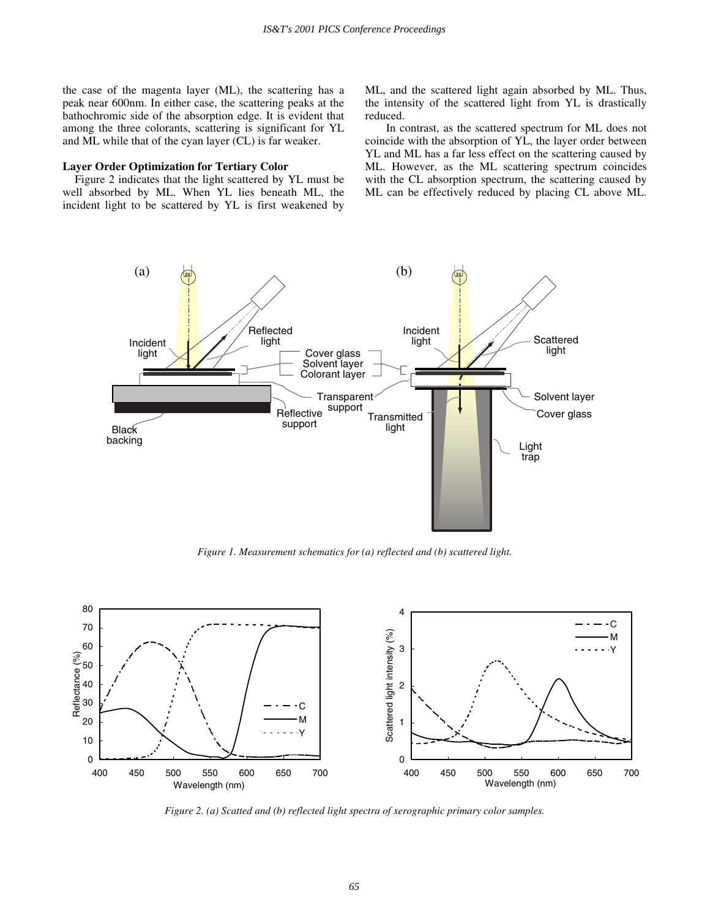the case of the magenta layer (ML), the scattering has a peak near 600nm. In either case, the scattering peaks at the bathochromic side of the absorption edge. It is evident that among the three colorants, scattering is significant for YL and ML while that of the cyan layer (CL) is far weaker.

**Layer Order Optimization for Tertiary Color**

Figure 2 indicates that the light scattered by YL must be well absorbed by ML. When YL lies beneath ML, the incident light to be scattered by YL is first weakened by ML, and the scattered light again absorbed by ML. Thus, the intensity of the scattered light from YL is drastically reduced.

In contrast, as the scattered spectrum for ML does not coincide with the absorption of YL, the layer order between YL and ML has a far less effect on the scattering caused by ML. However, as the ML scattering spectrum coincides with the CL absorption spectrum, the scattering caused by ML can be effectively reduced by placing CL above ML.

*Figure 1. Measurement schematics for (a) reflected and (b) scattered light.*

*Figure 2. (a) Scatted and (b) reflected light spectra of xerographic primary color samples.*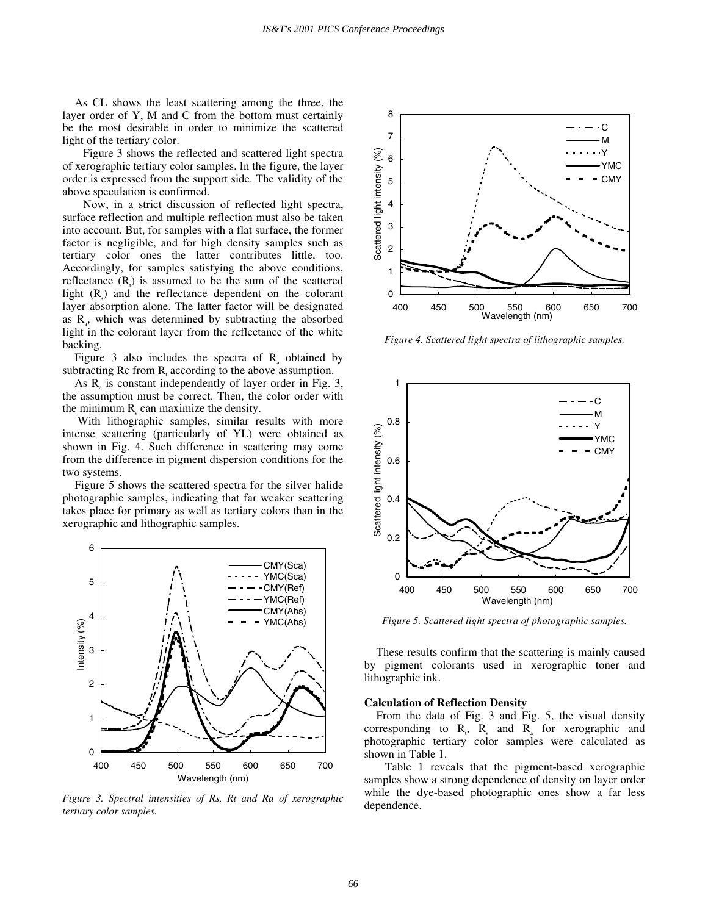As CL shows the least scattering among the three, the layer order of Y, M and C from the bottom must certainly be the most desirable in order to minimize the scattered light of the tertiary color.

Figure 3 shows the reflected and scattered light spectra of xerographic tertiary color samples. In the figure, the layer order is expressed from the support side. The validity of the above speculation is confirmed.

Now, in a strict discussion of reflected light spectra, surface reflection and multiple reflection must also be taken into account. But, for samples with a flat surface, the former factor is negligible, and for high density samples such as tertiary color ones the latter contributes little, too. Accordingly, for samples satisfying the above conditions, reflectance ($R_t$) is assumed to be the sum of the scattered light ($R_s$) and the reflectance dependent on the colorant layer absorption alone. The latter factor will be designated as $R_a$, which was determined by subtracting the absorbed light in the colorant layer from the reflectance of the white backing.

Figure 3 also includes the spectra of $R_a$ obtained by subtracting Rc from $R_t$ according to the above assumption.

As $R_a$ is constant independently of layer order in Fig. 3, the assumption must be correct. Then, the color order with the minimum $R_s$ can maximize the density.

With lithographic samples, similar results with more intense scattering (particularly of YL) were obtained as shown in Fig. 4. Such difference in scattering may come from the difference in pigment dispersion conditions for the two systems.

Figure 5 shows the scattered spectra for the silver halide photographic samples, indicating that far weaker scattering takes place for primary as well as tertiary colors than in the xerographic and lithographic samples.

*Figure 3. Spectral intensities of Rs, Rt and Ra of xerographic tertiary color samples.*

*Figure 4. Scattered light spectra of lithographic samples.*

*Figure 5. Scattered light spectra of photographic samples.*

These results confirm that the scattering is mainly caused by pigment colorants used in xerographic toner and lithographic ink.

### Calculation of Reflection Density

From the data of Fig. 3 and Fig. 5, the visual density corresponding to $R_t$, $R_s$ and $R_a$ for xerographic and photographic tertiary color samples were calculated as shown in Table 1.

Table 1 reveals that the pigment-based xerographic samples show a strong dependence of density on layer order while the dye-based photographic ones show a far less dependence.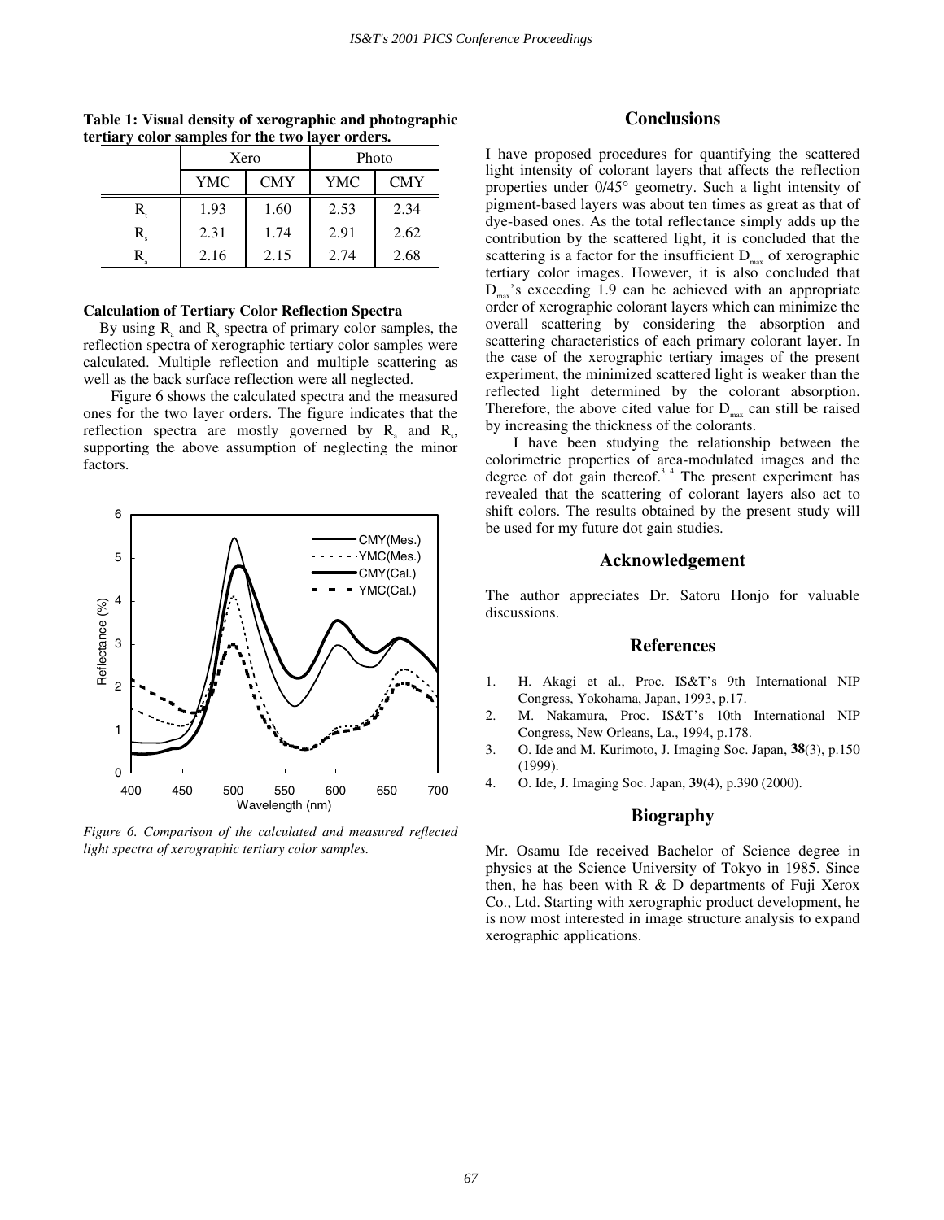**Table 1: Visual density of xerographic and photographic tertiary color samples for the two layer orders.**

| | Xero | | Photo | |
|---|---|---|---|---|
| | YMC | CMY | YMC | CMY |
| $R_t$ | 1.93 | 1.60 | 2.53 | 2.34 |
| $R_s$ | 2.31 | 1.74 | 2.91 | 2.62 |
| $R_a$ | 2.16 | 2.15 | 2.74 | 2.68 |

**Calculation of Tertiary Color Reflection Spectra**

By using $R_a$ and $R_s$ spectra of primary color samples, the reflection spectra of xerographic tertiary color samples were calculated. Multiple reflection and multiple scattering as well as the back surface reflection were all neglected.

Figure 6 shows the calculated spectra and the measured ones for the two layer orders. The figure indicates that the reflection spectra are mostly governed by $R_a$ and $R_s$, supporting the above assumption of neglecting the minor factors.

Reflectance (%)
0
1
2
3
4
5
6
400
450
500
550
600
650
700
Wavelength (nm)
CMY(Mes.)
YMC(Mes.)
CMY(Cal.)
YMC(Cal.)

*Figure 6. Comparison of the calculated and measured reflected light spectra of xerographic tertiary color samples.*

## Conclusions

I have proposed procedures for quantifying the scattered light intensity of colorant layers that affects the reflection properties under 0/45° geometry. Such a light intensity of pigment-based layers was about ten times as great as that of dye-based ones. As the total reflectance simply adds up the contribution by the scattered light, it is concluded that the scattering is a factor for the insufficient $D_{max}$ of xerographic tertiary color images. However, it is also concluded that $D_{max}$'s exceeding 1.9 can be achieved with an appropriate order of xerographic colorant layers which can minimize the overall scattering by considering the absorption and scattering characteristics of each primary colorant layer. In the case of the xerographic tertiary images of the present experiment, the minimized scattered light is weaker than the reflected light determined by the colorant absorption. Therefore, the above cited value for $D_{max}$ can still be raised by increasing the thickness of the colorants.

I have been studying the relationship between the colorimetric properties of area-modulated images and the degree of dot gain thereof.[3, 4] The present experiment has revealed that the scattering of colorant layers also act to shift colors. The results obtained by the present study will be used for my future dot gain studies.

## Acknowledgement

The author appreciates Dr. Satoru Honjo for valuable discussions.

## References

1. H. Akagi et al., Proc. IS&T's 9th International NIP Congress, Yokohama, Japan, 1993, p.17.
2. M. Nakamura, Proc. IS&T's 10th International NIP Congress, New Orleans, La., 1994, p.178.
3. O. Ide and M. Kurimoto, J. Imaging Soc. Japan, **38**(3), p.150 (1999).
4. O. Ide, J. Imaging Soc. Japan, **39**(4), p.390 (2000).

## Biography

Mr. Osamu Ide received Bachelor of Science degree in physics at the Science University of Tokyo in 1985. Since then, he has been with R & D departments of Fuji Xerox Co., Ltd. Starting with xerographic product development, he is now most interested in image structure analysis to expand xerographic applications.